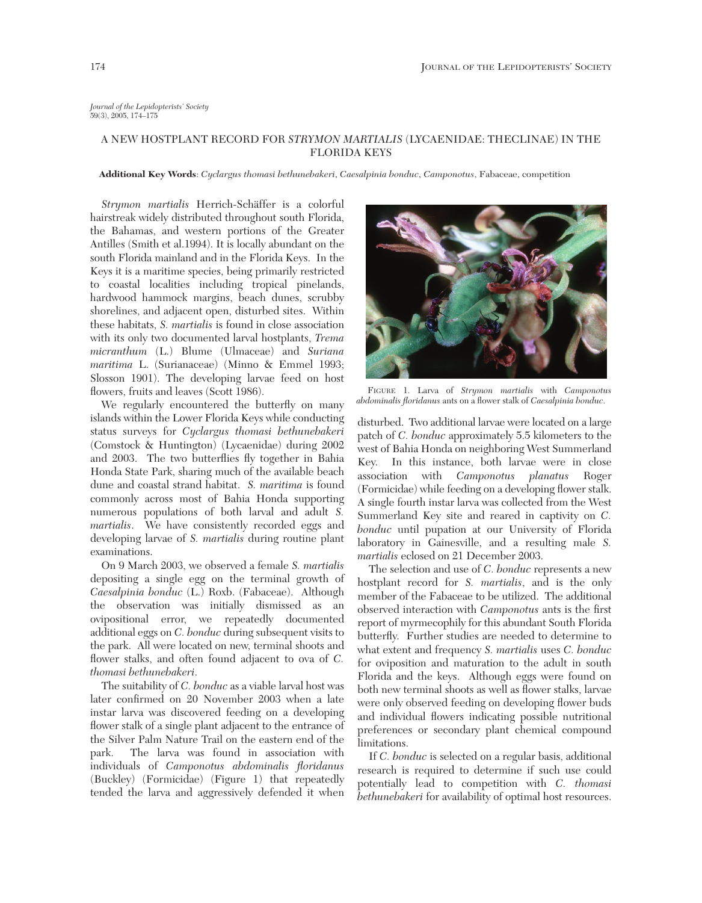*Journal of the Lepidopterists' Society*
59(3), 2005, 174–175

# A NEW HOSTPLANT RECORD FOR *STRYMON MARTIALIS* (LYCAENIDAE: THECLINAE) IN THE FLORIDA KEYS

**Additional Key Words**: *Cyclargus thomasi bethunebakeri*, *Caesalpinia bonduc*, *Camponotus*, Fabaceae, competition

*Strymon martialis* Herrich-Schäffer is a colorful hairstreak widely distributed throughout south Florida, the Bahamas, and western portions of the Greater Antilles (Smith et al.1994). It is locally abundant on the south Florida mainland and in the Florida Keys. In the Keys it is a maritime species, being primarily restricted to coastal localities including tropical pinelands, hardwood hammock margins, beach dunes, scrubby shorelines, and adjacent open, disturbed sites. Within these habitats, *S. martialis* is found in close association with its only two documented larval hostplants, *Trema micranthum* (L.) Blume (Ulmaceae) and *Suriana maritima* L. (Surianaceae) (Minno & Emmel 1993; Slosson 1901). The developing larvae feed on host flowers, fruits and leaves (Scott 1986).

We regularly encountered the butterfly on many islands within the Lower Florida Keys while conducting status surveys for *Cyclargus thomasi bethunebakeri* (Comstock & Huntington) (Lycaenidae) during 2002 and 2003. The two butterflies fly together in Bahia Honda State Park, sharing much of the available beach dune and coastal strand habitat. *S. maritima* is found commonly across most of Bahia Honda supporting numerous populations of both larval and adult *S. martialis*. We have consistently recorded eggs and developing larvae of *S. martialis* during routine plant examinations.

On 9 March 2003, we observed a female *S. martialis* depositing a single egg on the terminal growth of *Caesalpinia bonduc* (L.) Roxb. (Fabaceae). Although the observation was initially dismissed as an ovipositional error, we repeatedly documented additional eggs on *C. bonduc* during subsequent visits to the park. All were located on new, terminal shoots and flower stalks, and often found adjacent to ova of *C. thomasi bethunebakeri*.

The suitability of *C. bonduc* as a viable larval host was later confirmed on 20 November 2003 when a late instar larva was discovered feeding on a developing flower stalk of a single plant adjacent to the entrance of the Silver Palm Nature Trail on the eastern end of the park. The larva was found in association with individuals of *Camponotus abdominalis floridanus* (Buckley) (Formicidae) (Figure 1) that repeatedly tended the larva and aggressively defended it when disturbed. Two additional larvae were located on a large patch of *C. bonduc* approximately 5.5 kilometers to the west of Bahia Honda on neighboring West Summerland Key. In this instance, both larvae were in close association with *Camponotus planatus* Roger (Formicidae) while feeding on a developing flower stalk. A single fourth instar larva was collected from the West Summerland Key site and reared in captivity on *C. bonduc* until pupation at our University of Florida laboratory in Gainesville, and a resulting male *S. martialis* eclosed on 21 December 2003.

FIGURE 1. Larva of *Strymon martialis* with *Camponotus abdominalis floridanus* ants on a flower stalk of *Caesalpinia bonduc*.

The selection and use of *C. bonduc* represents a new hostplant record for *S. martialis*, and is the only member of the Fabaceae to be utilized. The additional observed interaction with *Camponotus* ants is the first report of myrmecophily for this abundant South Florida butterfly. Further studies are needed to determine to what extent and frequency *S. martialis* uses *C. bonduc* for oviposition and maturation to the adult in south Florida and the keys. Although eggs were found on both new terminal shoots as well as flower stalks, larvae were only observed feeding on developing flower buds and individual flowers indicating possible nutritional preferences or secondary plant chemical compound limitations.

If *C. bonduc* is selected on a regular basis, additional research is required to determine if such use could potentially lead to competition with *C. thomasi bethunebakeri* for availability of optimal host resources.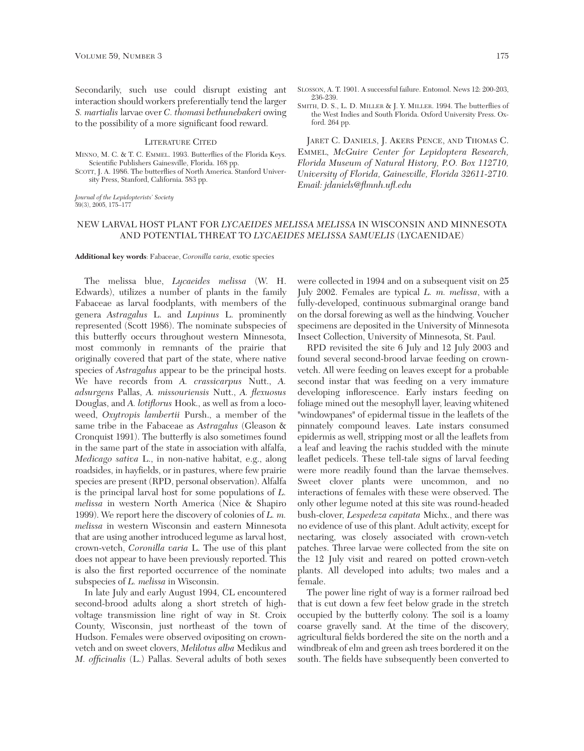Secondarily, such use could disrupt existing ant interaction should workers preferentially tend the larger *S. martialis* larvae over *C. thomasi bethunebakeri* owing to the possibility of a more significant food reward.

## Literature Cited

Minno, M. C. & T. C. Emmel. 1993. Butterflies of the Florida Keys. Scientific Publishers Gainesville, Florida. 168 pp.

Scott, J. A. 1986. The butterflies of North America. Stanford University Press, Stanford, California. 583 pp.

Slosson, A. T. 1901. A successful failure. Entomol. News 12: 200-203, 236-239.

Smith, D. S., L. D. Miller & J. Y. Miller. 1994. The butterflies of the West Indies and South Florida. Oxford University Press. Oxford. 264 pp.

Jaret C. Daniels, J. Akers Pence, and Thomas C. Emmel, *McGuire Center for Lepidoptera Research, Florida Museum of Natural History, P.O. Box 112710, University of Florida, Gainesville, Florida 32611-2710. Email: jdaniels@flmnh.ufl.edu*

*Journal of the Lepidopterists' Society*
59(3), 2005, 175–177

# NEW LARVAL HOST PLANT FOR *LYCAEIDES MELISSA MELISSA* IN WISCONSIN AND MINNESOTA AND POTENTIAL THREAT TO *LYCAEIDES MELISSA SAMUELIS* (LYCAENIDAE)

**Additional key words**: Fabaceae, *Coronilla varia*, exotic species

The melissa blue, *Lycaeides melissa* (W. H. Edwards), utilizes a number of plants in the family Fabaceae as larval foodplants, with members of the genera *Astragalus* L. and *Lupinus* L. prominently represented (Scott 1986). The nominate subspecies of this butterfly occurs throughout western Minnesota, most commonly in remnants of the prairie that originally covered that part of the state, where native species of *Astragalus* appear to be the principal hosts. We have records from *A. crassicarpus* Nutt., *A. adsurgens* Pallas, *A. missouriensis* Nutt., *A. flexuosus* Douglas, and *A. lotiflorus* Hook., as well as from a locoweed, *Oxytropis lambertii* Pursh., a member of the same tribe in the Fabaceae as *Astragalus* (Gleason & Cronquist 1991). The butterfly is also sometimes found in the same part of the state in association with alfalfa, *Medicago sativa* L., in non-native habitat, e.g., along roadsides, in hayfields, or in pastures, where few prairie species are present (RPD, personal observation). Alfalfa is the principal larval host for some populations of *L. melissa* in western North America (Nice & Shapiro 1999). We report here the discovery of colonies of *L. m. melissa* in western Wisconsin and eastern Minnesota that are using another introduced legume as larval host, crown-vetch, *Coronilla varia* L. The use of this plant does not appear to have been previously reported. This is also the first reported occurrence of the nominate subspecies of *L. melissa* in Wisconsin.

In late July and early August 1994, CL encountered second-brood adults along a short stretch of high-voltage transmission line right of way in St. Croix County, Wisconsin, just northeast of the town of Hudson. Females were observed ovipositing on crown-vetch and on sweet clovers, *Melilotus alba* Medikus and *M. officinalis* (L.) Pallas. Several adults of both sexes were collected in 1994 and on a subsequent visit on 25 July 2002. Females are typical *L. m. melissa*, with a fully-developed, continuous submarginal orange band on the dorsal forewing as well as the hindwing. Voucher specimens are deposited in the University of Minnesota Insect Collection, University of Minnesota, St. Paul.

RPD revisited the site 6 July and 12 July 2003 and found several second-brood larvae feeding on crown-vetch. All were feeding on leaves except for a probable second instar that was feeding on a very immature developing inflorescence. Early instars feeding on foliage mined out the mesophyll layer, leaving whitened "windowpanes" of epidermal tissue in the leaflets of the pinnately compound leaves. Late instars consumed epidermis as well, stripping most or all the leaflets from a leaf and leaving the rachis studded with the minute leaflet pedicels. These tell-tale signs of larval feeding were more readily found than the larvae themselves. Sweet clover plants were uncommon, and no interactions of females with these were observed. The only other legume noted at this site was round-headed bush-clover, *Lespedeza capitata* Michx., and there was no evidence of use of this plant. Adult activity, except for nectaring, was closely associated with crown-vetch patches. Three larvae were collected from the site on the 12 July visit and reared on potted crown-vetch plants. All developed into adults; two males and a female.

The power line right of way is a former railroad bed that is cut down a few feet below grade in the stretch occupied by the butterfly colony. The soil is a loamy coarse gravelly sand. At the time of the discovery, agricultural fields bordered the site on the north and a windbreak of elm and green ash trees bordered it on the south. The fields have subsequently been converted to